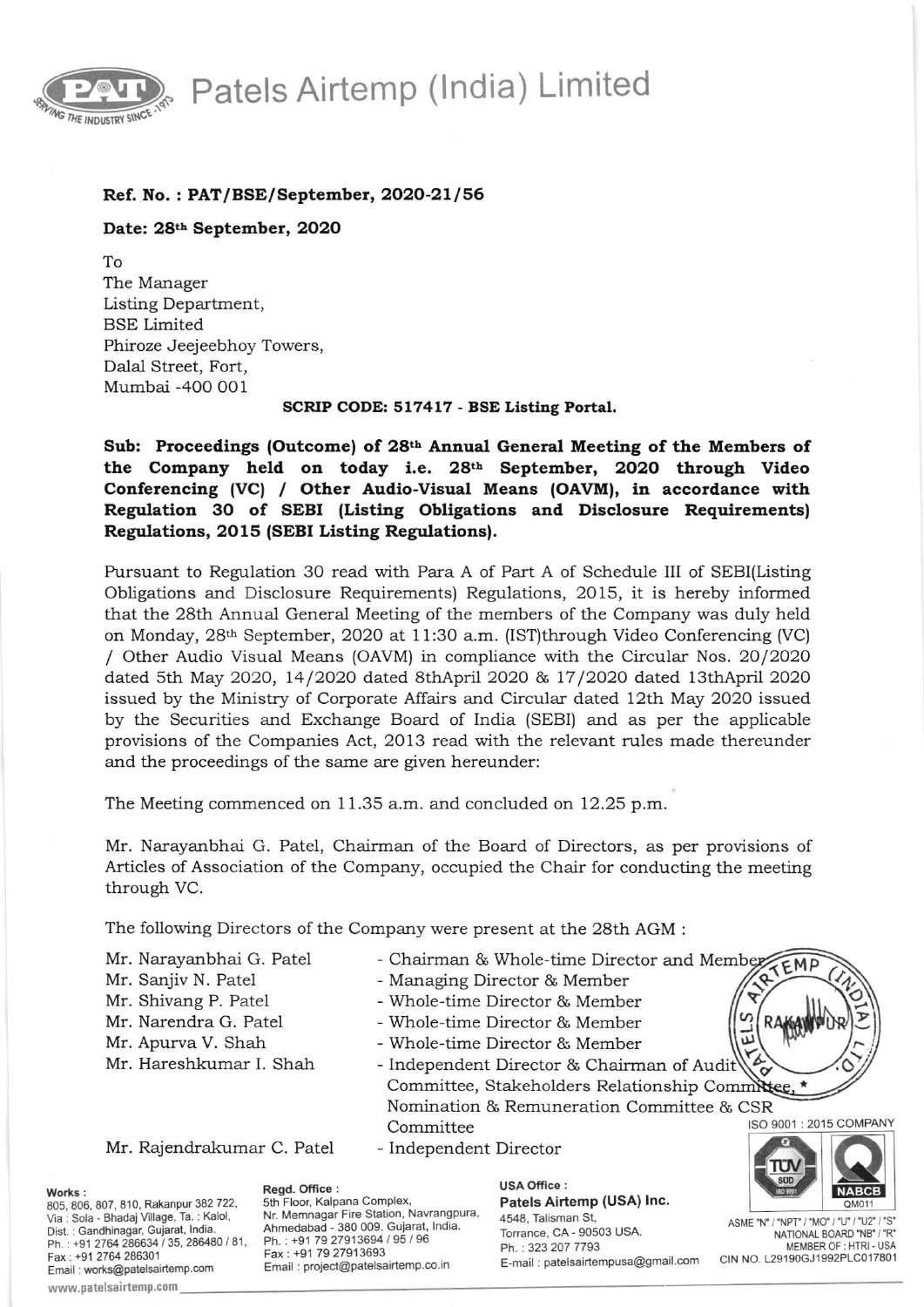# Patels Airtemp (India) Limited

**Ref. No. : PAT/BSE/September, 2020-21/56**

**Date: 28th September, 2020**

To
The Manager
Listing Department,
BSE Limited
Phiroze Jeejeebhoy Towers,
Dalal Street, Fort,
Mumbai -400 001

**SCRIP CODE: 517417 - BSE Listing Portal.**

**Sub: Proceedings (Outcome) of 28th Annual General Meeting of the Members of the Company held on today i.e. 28th September, 2020 through Video Conferencing (VC) / Other Audio-Visual Means (OAVM), in accordance with Regulation 30 of SEBI (Listing Obligations and Disclosure Requirements) Regulations, 2015 (SEBI Listing Regulations).**

Pursuant to Regulation 30 read with Para A of Part A of Schedule III of SEBI(Listing Obligations and Disclosure Requirements) Regulations, 2015, it is hereby informed that the 28th Annual General Meeting of the members of the Company was duly held on Monday, 28th September, 2020 at 11:30 a.m. (IST)through Video Conferencing (VC) / Other Audio Visual Means (OAVM) in compliance with the Circular Nos. 20/2020 dated 5th May 2020, 14/2020 dated 8thApril 2020 & 17/2020 dated 13thApril 2020 issued by the Ministry of Corporate Affairs and Circular dated 12th May 2020 issued by the Securities and Exchange Board of India (SEBI) and as per the applicable provisions of the Companies Act, 2013 read with the relevant rules made thereunder and the proceedings of the same are given hereunder:

The Meeting commenced on 11.35 a.m. and concluded on 12.25 p.m.

Mr. Narayanbhai G. Patel, Chairman of the Board of Directors, as per provisions of Articles of Association of the Company, occupied the Chair for conducting the meeting through VC.

The following Directors of the Company were present at the 28th AGM :

| | |
|---|---|
| Mr. Narayanbhai G. Patel | - Chairman & Whole-time Director and Member |
| Mr. Sanjiv N. Patel | - Managing Director & Member |
| Mr. Shivang P. Patel | - Whole-time Director & Member |
| Mr. Narendra G. Patel | - Whole-time Director & Member |
| Mr. Apurva V. Shah | - Whole-time Director & Member |
| Mr. Hareshkumar I. Shah | - Independent Director & Chairman of Audit Committee, Stakeholders Relationship Committee, Nomination & Remuneration Committee & CSR Committee |
| Mr. Rajendrakumar C. Patel | - Independent Director |

**Works :** 805, 806, 807, 810, Rakanpur 382 722, Via : Sola - Bhadaj Village, Ta. : Kalol, Dist. : Gandhinagar, Gujarat, India. Ph. : +91 2764 286634 / 35, 286480 / 81, Fax : +91 2764 286301 Email : works@patelsairtemp.com

**Regd. Office :** 5th Floor, Kalpana Complex, Nr. Memnagar Fire Station, Navrangpura, Ahmedabad - 380 009. Gujarat, India. Ph. : +91 79 27913694 / 95 / 96 Fax : +91 79 27913693 Email : project@patelsairtemp.co.in

**USA Office :** **Patels Airtemp (USA) Inc.** 4548, Talisman St, Torrance, CA - 90503 USA. Ph. : 323 207 7793 E-mail : patelsairtempusa@gmail.com

ISO 9001 : 2015 COMPANY
ASME "N" / "NPT" / "MO" / "U" / "U2" / "S" NATIONAL BOARD "NB" / "R" MEMBER OF : HTRI - USA
CIN NO. L29190GJ1992PLC017801

www.patelsairtemp.com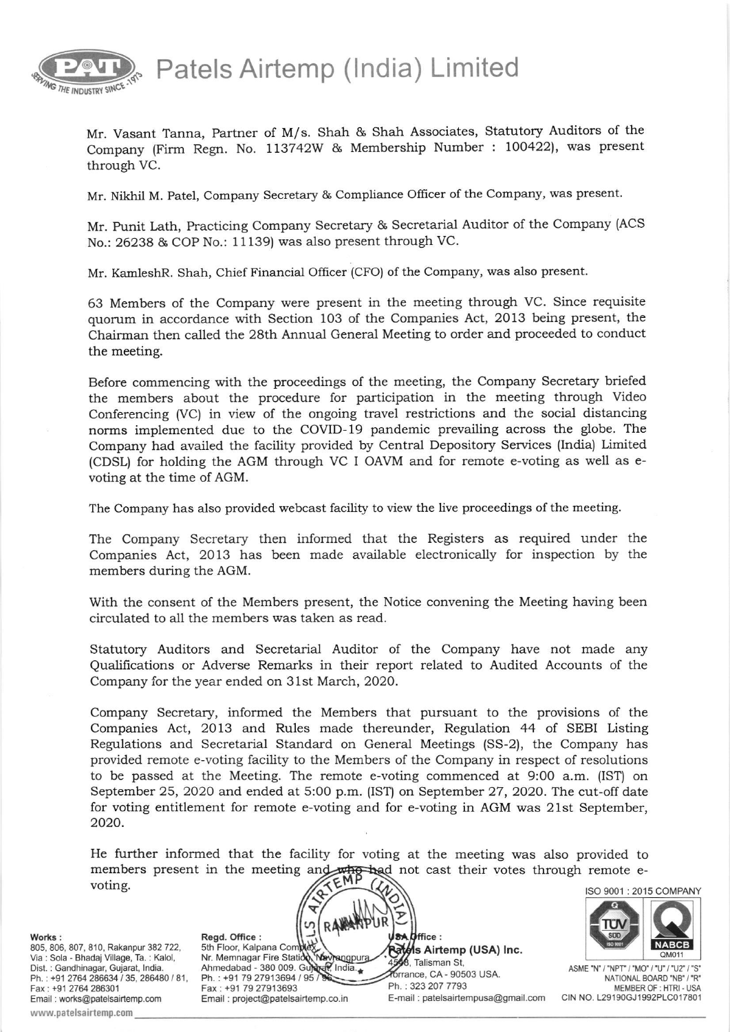Mr. Vasant Tanna, Partner of M/s. Shah & Shah Associates, Statutory Auditors of the Company (Firm Regn. No. 113742W & Membership Number : 100422), was present through VC.

Mr. Nikhil M. Patel, Company Secretary & Compliance Officer of the Company, was present.

Mr. Punit Lath, Practicing Company Secretary & Secretarial Auditor of the Company (ACS No.: 26238 & COP No.: 11139) was also present through VC.

Mr. KamleshR. Shah, Chief Financial Officer (CFO) of the Company, was also present.

63 Members of the Company were present in the meeting through VC. Since requisite quorum in accordance with Section 103 of the Companies Act, 2013 being present, the Chairman then called the 28th Annual General Meeting to order and proceeded to conduct the meeting.

Before commencing with the proceedings of the meeting, the Company Secretary briefed the members about the procedure for participation in the meeting through Video Conferencing (VC) in view of the ongoing travel restrictions and the social distancing norms implemented due to the COVID-19 pandemic prevailing across the globe. The Company had availed the facility provided by Central Depository Services (India) Limited (CDSL) for holding the AGM through VC I OAVM and for remote e-voting as well as e-voting at the time of AGM.

The Company has also provided webcast facility to view the live proceedings of the meeting.

The Company Secretary then informed that the Registers as required under the Companies Act, 2013 has been made available electronically for inspection by the members during the AGM.

With the consent of the Members present, the Notice convening the Meeting having been circulated to all the members was taken as read.

Statutory Auditors and Secretarial Auditor of the Company have not made any Qualifications or Adverse Remarks in their report related to Audited Accounts of the Company for the year ended on 31st March, 2020.

Company Secretary, informed the Members that pursuant to the provisions of the Companies Act, 2013 and Rules made thereunder, Regulation 44 of SEBI Listing Regulations and Secretarial Standard on General Meetings (SS-2), the Company has provided remote e-voting facility to the Members of the Company in respect of resolutions to be passed at the Meeting. The remote e-voting commenced at 9:00 a.m. (IST) on September 25, 2020 and ended at 5:00 p.m. (IST) on September 27, 2020. The cut-off date for voting entitlement for remote e-voting and for e-voting in AGM was 21st September, 2020.

He further informed that the facility for voting at the meeting was also provided to members present in the meeting and who had not cast their votes through remote e-voting.